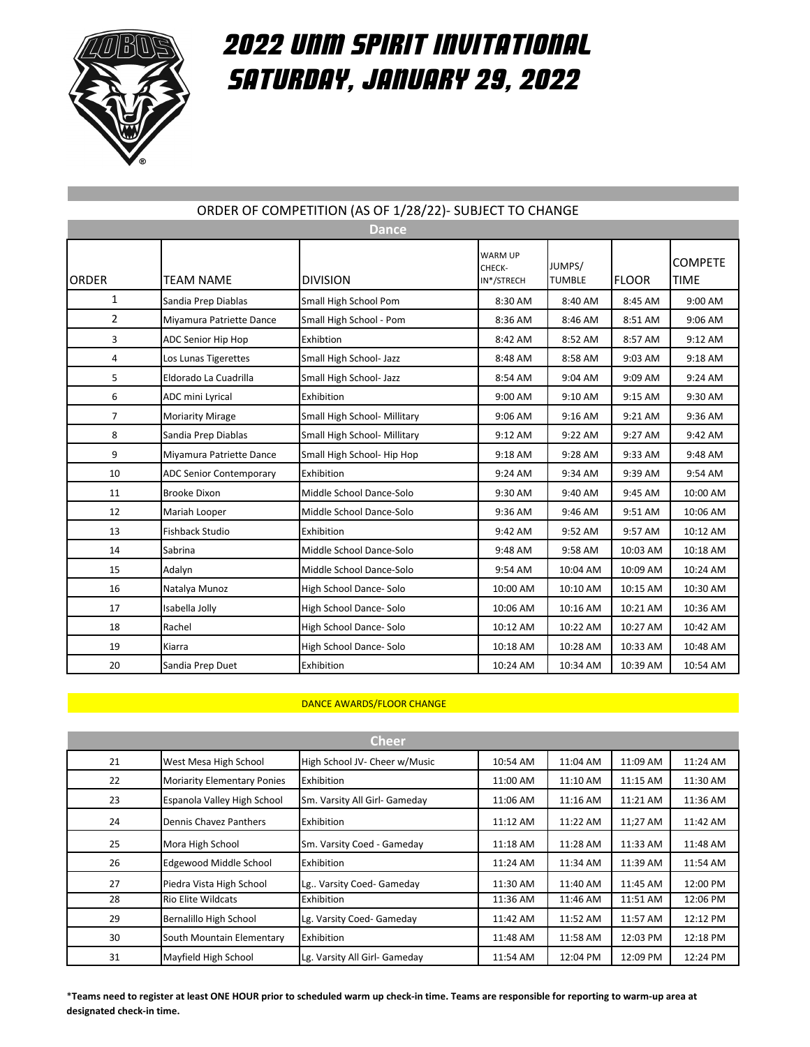# 2022 UNM SPIRIT INVITATIONAL
# SATURDAY, JANUARY 29, 2022

## ORDER OF COMPETITION (AS OF 1/28/22)- SUBJECT TO CHANGE

### Dance

| ORDER | TEAM NAME | DIVISION | WARM UP CHECK-IN*/STRECH | JUMPS/ TUMBLE | FLOOR | COMPETE TIME |
|---|---|---|---|---|---|---|
| 1 | Sandia Prep Diablas | Small High School Pom | 8:30 AM | 8:40 AM | 8:45 AM | 9:00 AM |
| 2 | Miyamura Patriette Dance | Small High School - Pom | 8:36 AM | 8:46 AM | 8:51 AM | 9:06 AM |
| 3 | ADC Senior Hip Hop | Exhibtion | 8:42 AM | 8:52 AM | 8:57 AM | 9:12 AM |
| 4 | Los Lunas Tigerettes | Small High School- Jazz | 8:48 AM | 8:58 AM | 9:03 AM | 9:18 AM |
| 5 | Eldorado La Cuadrilla | Small High School- Jazz | 8:54 AM | 9:04 AM | 9:09 AM | 9:24 AM |
| 6 | ADC mini Lyrical | Exhibition | 9:00 AM | 9:10 AM | 9:15 AM | 9:30 AM |
| 7 | Moriarity Mirage | Small High School- Millitary | 9:06 AM | 9:16 AM | 9:21 AM | 9:36 AM |
| 8 | Sandia Prep Diablas | Small High School- Millitary | 9:12 AM | 9:22 AM | 9:27 AM | 9:42 AM |
| 9 | Miyamura Patriette Dance | Small High School- Hip Hop | 9:18 AM | 9:28 AM | 9:33 AM | 9:48 AM |
| 10 | ADC Senior Contemporary | Exhibition | 9:24 AM | 9:34 AM | 9:39 AM | 9:54 AM |
| 11 | Brooke Dixon | Middle School Dance-Solo | 9:30 AM | 9:40 AM | 9:45 AM | 10:00 AM |
| 12 | Mariah Looper | Middle School Dance-Solo | 9:36 AM | 9:46 AM | 9:51 AM | 10:06 AM |
| 13 | Fishback Studio | Exhibition | 9:42 AM | 9:52 AM | 9:57 AM | 10:12 AM |
| 14 | Sabrina | Middle School Dance-Solo | 9:48 AM | 9:58 AM | 10:03 AM | 10:18 AM |
| 15 | Adalyn | Middle School Dance-Solo | 9:54 AM | 10:04 AM | 10:09 AM | 10:24 AM |
| 16 | Natalya Munoz | High School Dance- Solo | 10:00 AM | 10:10 AM | 10:15 AM | 10:30 AM |
| 17 | Isabella Jolly | High School Dance- Solo | 10:06 AM | 10:16 AM | 10:21 AM | 10:36 AM |
| 18 | Rachel | High School Dance- Solo | 10:12 AM | 10:22 AM | 10:27 AM | 10:42 AM |
| 19 | Kiarra | High School Dance- Solo | 10:18 AM | 10:28 AM | 10:33 AM | 10:48 AM |
| 20 | Sandia Prep Duet | Exhibition | 10:24 AM | 10:34 AM | 10:39 AM | 10:54 AM |

DANCE AWARDS/FLOOR CHANGE

### Cheer

| ORDER | TEAM NAME | DIVISION | WARM UP CHECK-IN*/STRECH | JUMPS/ TUMBLE | FLOOR | COMPETE TIME |
|---|---|---|---|---|---|---|
| 21 | West Mesa High School | High School JV- Cheer w/Music | 10:54 AM | 11:04 AM | 11:09 AM | 11:24 AM |
| 22 | Moriarity Elementary Ponies | Exhibition | 11:00 AM | 11:10 AM | 11:15 AM | 11:30 AM |
| 23 | Espanola Valley High School | Sm. Varsity All Girl- Gameday | 11:06 AM | 11:16 AM | 11:21 AM | 11:36 AM |
| 24 | Dennis Chavez Panthers | Exhibition | 11:12 AM | 11:22 AM | 11;27 AM | 11:42 AM |
| 25 | Mora High School | Sm. Varsity Coed - Gameday | 11:18 AM | 11:28 AM | 11:33 AM | 11:48 AM |
| 26 | Edgewood Middle School | Exhibition | 11:24 AM | 11:34 AM | 11:39 AM | 11:54 AM |
| 27 | Piedra Vista High School | Lg.. Varsity Coed- Gameday | 11:30 AM | 11:40 AM | 11:45 AM | 12:00 PM |
| 28 | Rio Elite Wildcats | Exhibition | 11:36 AM | 11:46 AM | 11:51 AM | 12:06 PM |
| 29 | Bernalillo High School | Lg. Varsity Coed- Gameday | 11:42 AM | 11:52 AM | 11:57 AM | 12:12 PM |
| 30 | South Mountain Elementary | Exhibition | 11:48 AM | 11:58 AM | 12:03 PM | 12:18 PM |
| 31 | Mayfield High School | Lg. Varsity All Girl- Gameday | 11:54 AM | 12:04 PM | 12:09 PM | 12:24 PM |

***Teams need to register at least ONE HOUR prior to scheduled warm up check-in time. Teams are responsible for reporting to warm-up area at designated check-in time.**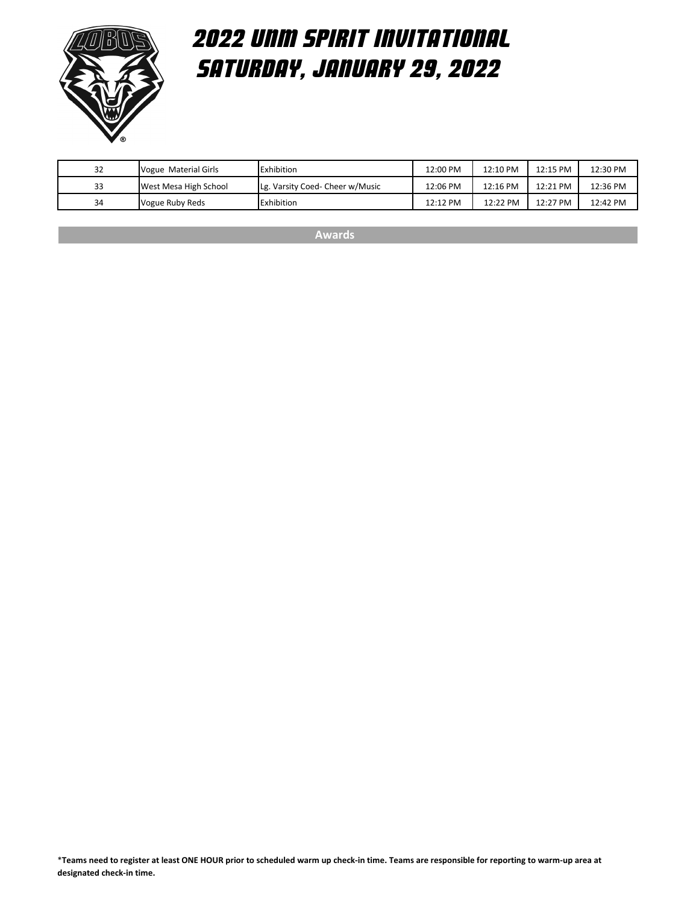# 2022 UNM SPIRIT INVITATIONAL
# SATURDAY, JANUARY 29, 2022

| | | | | | | |
|---|---|---|---|---|---|---|
| 32 | Vogue Material Girls | Exhibition | 12:00 PM | 12:10 PM | 12:15 PM | 12:30 PM |
| 33 | West Mesa High School | Lg. Varsity Coed- Cheer w/Music | 12:06 PM | 12:16 PM | 12:21 PM | 12:36 PM |
| 34 | Vogue Ruby Reds | Exhibition | 12:12 PM | 12:22 PM | 12:27 PM | 12:42 PM |

**Awards**

**\*Teams need to register at least ONE HOUR prior to scheduled warm up check-in time. Teams are responsible for reporting to warm-up area at designated check-in time.**